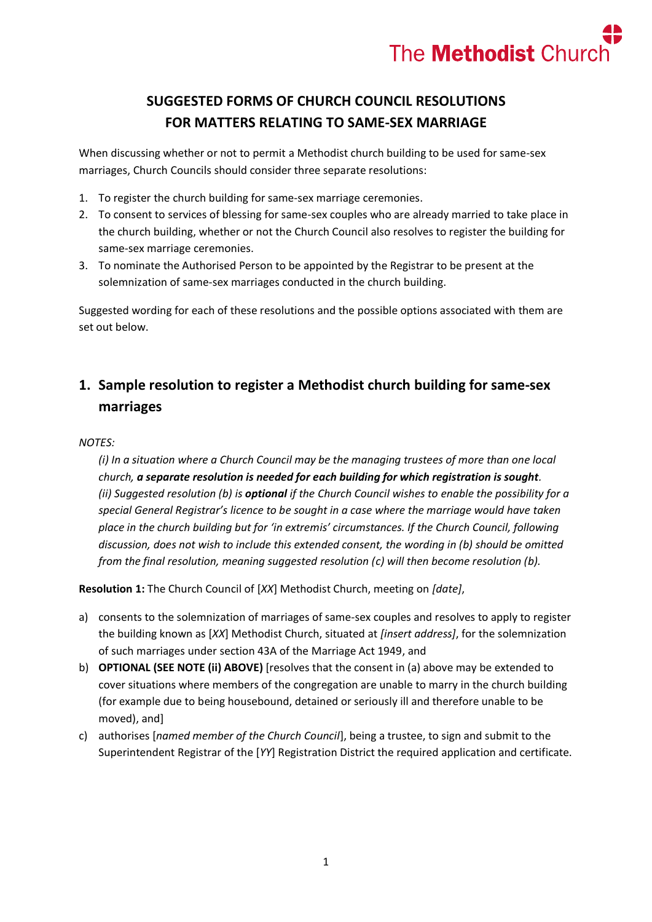# SUGGESTED FORMS OF CHURCH COUNCIL RESOLUTIONS FOR MATTERS RELATING TO SAME-SEX MARRIAGE

When discussing whether or not to permit a Methodist church building to be used for same-sex marriages, Church Councils should consider three separate resolutions:

1. To register the church building for same-sex marriage ceremonies.
2. To consent to services of blessing for same-sex couples who are already married to take place in the church building, whether or not the Church Council also resolves to register the building for same-sex marriage ceremonies.
3. To nominate the Authorised Person to be appointed by the Registrar to be present at the solemnization of same-sex marriages conducted in the church building.

Suggested wording for each of these resolutions and the possible options associated with them are set out below.

## 1. Sample resolution to register a Methodist church building for same-sex marriages

*NOTES:*

*(i) In a situation where a Church Council may be the managing trustees of more than one local church, **a separate resolution is needed for each building for which registration is sought**.*
*(ii) Suggested resolution (b) is **optional** if the Church Council wishes to enable the possibility for a special General Registrar's licence to be sought in a case where the marriage would have taken place in the church building but for 'in extremis' circumstances. If the Church Council, following discussion, does not wish to include this extended consent, the wording in (b) should be omitted from the final resolution, meaning suggested resolution (c) will then become resolution (b).*

**Resolution 1:** The Church Council of [*XX*] Methodist Church, meeting on *[date]*,

a) consents to the solemnization of marriages of same-sex couples and resolves to apply to register the building known as [*XX*] Methodist Church, situated at *[insert address]*, for the solemnization of such marriages under section 43A of the Marriage Act 1949, and
b) **OPTIONAL (SEE NOTE (ii) ABOVE)** [resolves that the consent in (a) above may be extended to cover situations where members of the congregation are unable to marry in the church building (for example due to being housebound, detained or seriously ill and therefore unable to be moved), and]
c) authorises [*named member of the Church Council*], being a trustee, to sign and submit to the Superintendent Registrar of the [*YY*] Registration District the required application and certificate.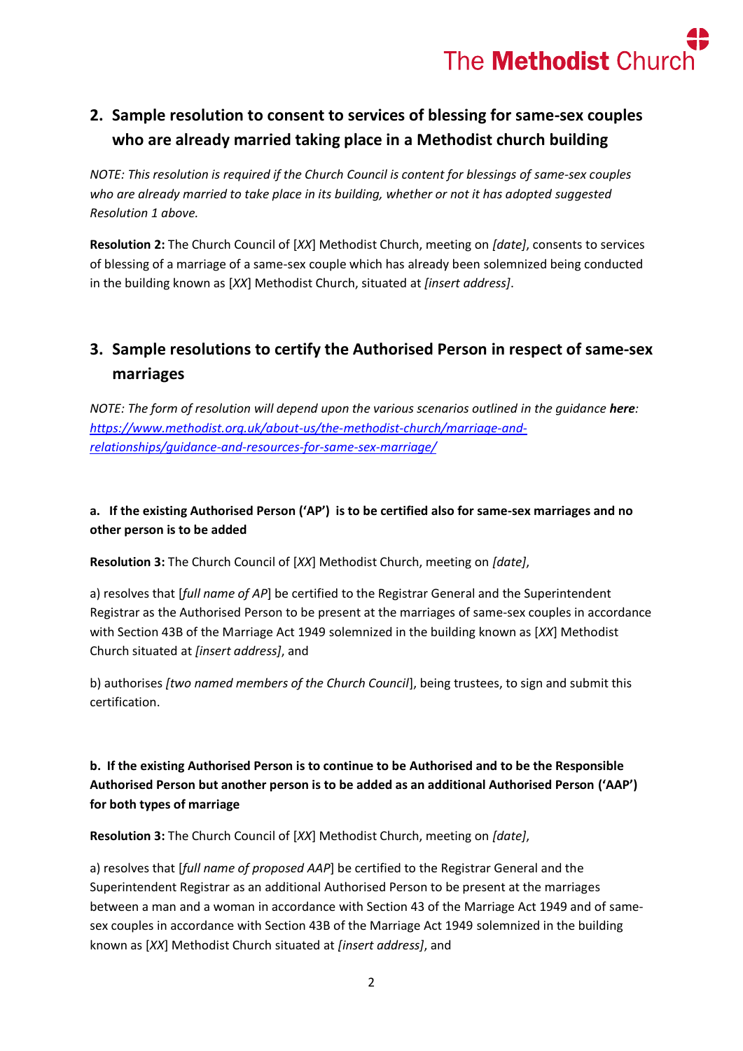## 2. Sample resolution to consent to services of blessing for same-sex couples who are already married taking place in a Methodist church building

*NOTE: This resolution is required if the Church Council is content for blessings of same-sex couples who are already married to take place in its building, whether or not it has adopted suggested Resolution 1 above.*

**Resolution 2:** The Church Council of [*XX*] Methodist Church, meeting on *[date]*, consents to services of blessing of a marriage of a same-sex couple which has already been solemnized being conducted in the building known as [*XX*] Methodist Church, situated at *[insert address]*.

## 3. Sample resolutions to certify the Authorised Person in respect of same-sex marriages

*NOTE: The form of resolution will depend upon the various scenarios outlined in the guidance **here**: [https://www.methodist.org.uk/about-us/the-methodist-church/marriage-and-relationships/guidance-and-resources-for-same-sex-marriage/](https://www.methodist.org.uk/about-us/the-methodist-church/marriage-and-relationships/guidance-and-resources-for-same-sex-marriage/)*

### a. If the existing Authorised Person ('AP') is to be certified also for same-sex marriages and no other person is to be added

**Resolution 3:** The Church Council of [*XX*] Methodist Church, meeting on *[date]*,

a) resolves that [*full name of AP*] be certified to the Registrar General and the Superintendent Registrar as the Authorised Person to be present at the marriages of same-sex couples in accordance with Section 43B of the Marriage Act 1949 solemnized in the building known as [*XX*] Methodist Church situated at *[insert address]*, and

b) authorises *[two named members of the Church Council*], being trustees, to sign and submit this certification.

### b. If the existing Authorised Person is to continue to be Authorised and to be the Responsible Authorised Person but another person is to be added as an additional Authorised Person ('AAP') for both types of marriage

**Resolution 3:** The Church Council of [*XX*] Methodist Church, meeting on *[date]*,

a) resolves that [*full name of proposed AAP*] be certified to the Registrar General and the Superintendent Registrar as an additional Authorised Person to be present at the marriages between a man and a woman in accordance with Section 43 of the Marriage Act 1949 and of same-sex couples in accordance with Section 43B of the Marriage Act 1949 solemnized in the building known as [*XX*] Methodist Church situated at *[insert address]*, and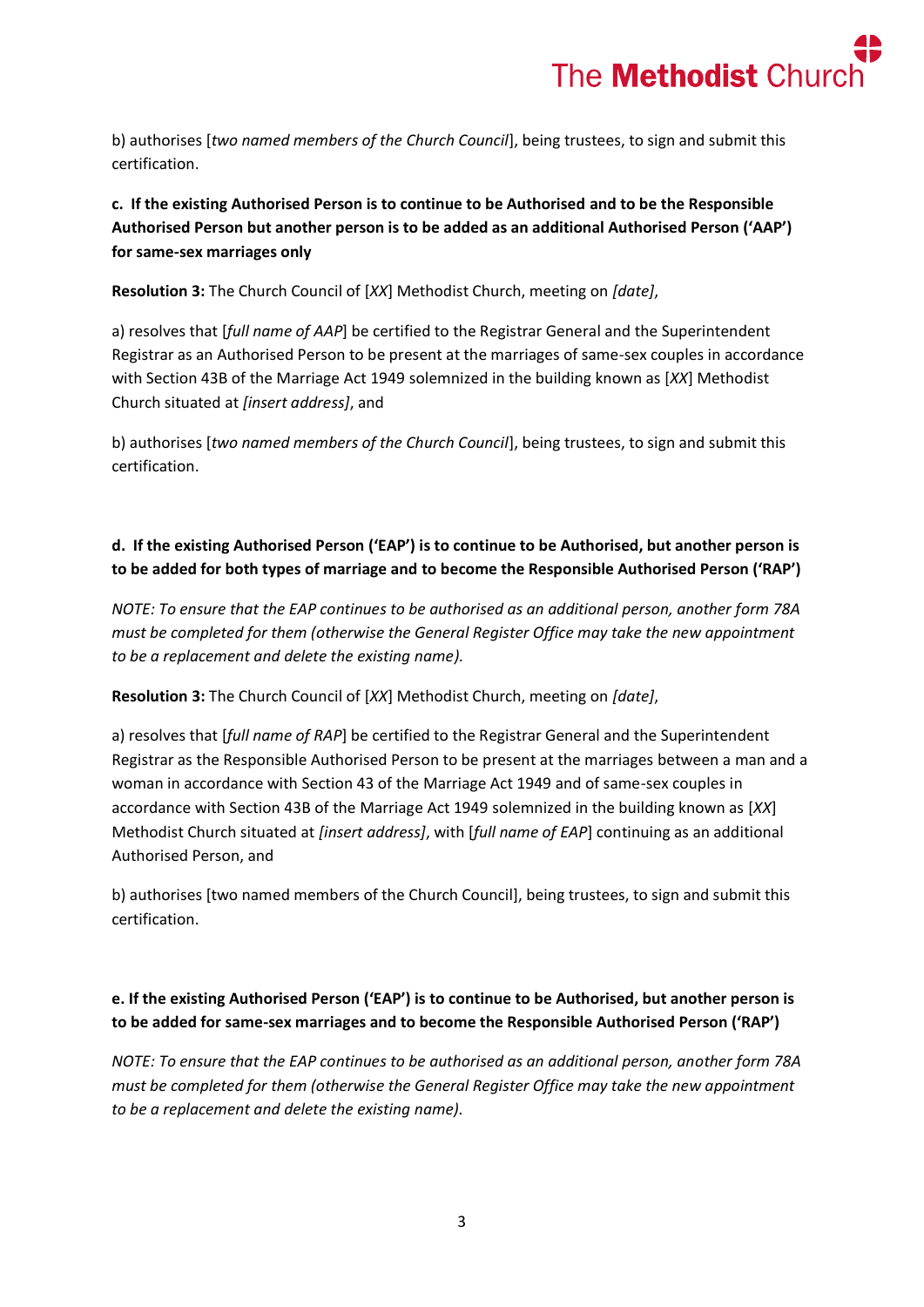b) authorises [*two named members of the Church Council*], being trustees, to sign and submit this certification.

**c. If the existing Authorised Person is to continue to be Authorised and to be the Responsible Authorised Person but another person is to be added as an additional Authorised Person ('AAP') for same-sex marriages only**

**Resolution 3:** The Church Council of [*XX*] Methodist Church, meeting on *[date]*,

a) resolves that [*full name of AAP*] be certified to the Registrar General and the Superintendent Registrar as an Authorised Person to be present at the marriages of same-sex couples in accordance with Section 43B of the Marriage Act 1949 solemnized in the building known as [*XX*] Methodist Church situated at *[insert address]*, and

b) authorises [*two named members of the Church Council*], being trustees, to sign and submit this certification.

**d. If the existing Authorised Person ('EAP') is to continue to be Authorised, but another person is to be added for both types of marriage and to become the Responsible Authorised Person ('RAP')**

*NOTE: To ensure that the EAP continues to be authorised as an additional person, another form 78A must be completed for them (otherwise the General Register Office may take the new appointment to be a replacement and delete the existing name).*

**Resolution 3:** The Church Council of [*XX*] Methodist Church, meeting on *[date]*,

a) resolves that [*full name of RAP*] be certified to the Registrar General and the Superintendent Registrar as the Responsible Authorised Person to be present at the marriages between a man and a woman in accordance with Section 43 of the Marriage Act 1949 and of same-sex couples in accordance with Section 43B of the Marriage Act 1949 solemnized in the building known as [*XX*] Methodist Church situated at *[insert address]*, with [*full name of EAP*] continuing as an additional Authorised Person, and

b) authorises [two named members of the Church Council], being trustees, to sign and submit this certification.

**e. If the existing Authorised Person ('EAP') is to continue to be Authorised, but another person is to be added for same-sex marriages and to become the Responsible Authorised Person ('RAP')**

*NOTE: To ensure that the EAP continues to be authorised as an additional person, another form 78A must be completed for them (otherwise the General Register Office may take the new appointment to be a replacement and delete the existing name).*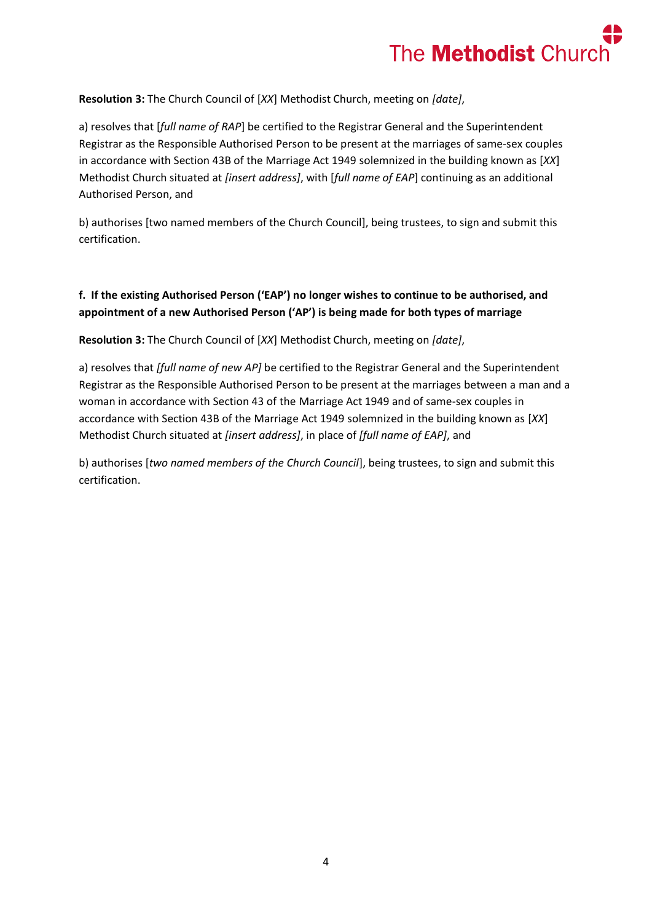**Resolution 3:** The Church Council of [*XX*] Methodist Church, meeting on *[date]*,

a) resolves that [*full name of RAP*] be certified to the Registrar General and the Superintendent Registrar as the Responsible Authorised Person to be present at the marriages of same-sex couples in accordance with Section 43B of the Marriage Act 1949 solemnized in the building known as [*XX*] Methodist Church situated at *[insert address]*, with [*full name of EAP*] continuing as an additional Authorised Person, and

b) authorises [two named members of the Church Council], being trustees, to sign and submit this certification.

**f. If the existing Authorised Person ('EAP') no longer wishes to continue to be authorised, and appointment of a new Authorised Person ('AP') is being made for both types of marriage**

**Resolution 3:** The Church Council of [*XX*] Methodist Church, meeting on *[date]*,

a) resolves that *[full name of new AP]* be certified to the Registrar General and the Superintendent Registrar as the Responsible Authorised Person to be present at the marriages between a man and a woman in accordance with Section 43 of the Marriage Act 1949 and of same-sex couples in accordance with Section 43B of the Marriage Act 1949 solemnized in the building known as [*XX*] Methodist Church situated at *[insert address]*, in place of *[full name of EAP]*, and

b) authorises [*two named members of the Church Council*], being trustees, to sign and submit this certification.